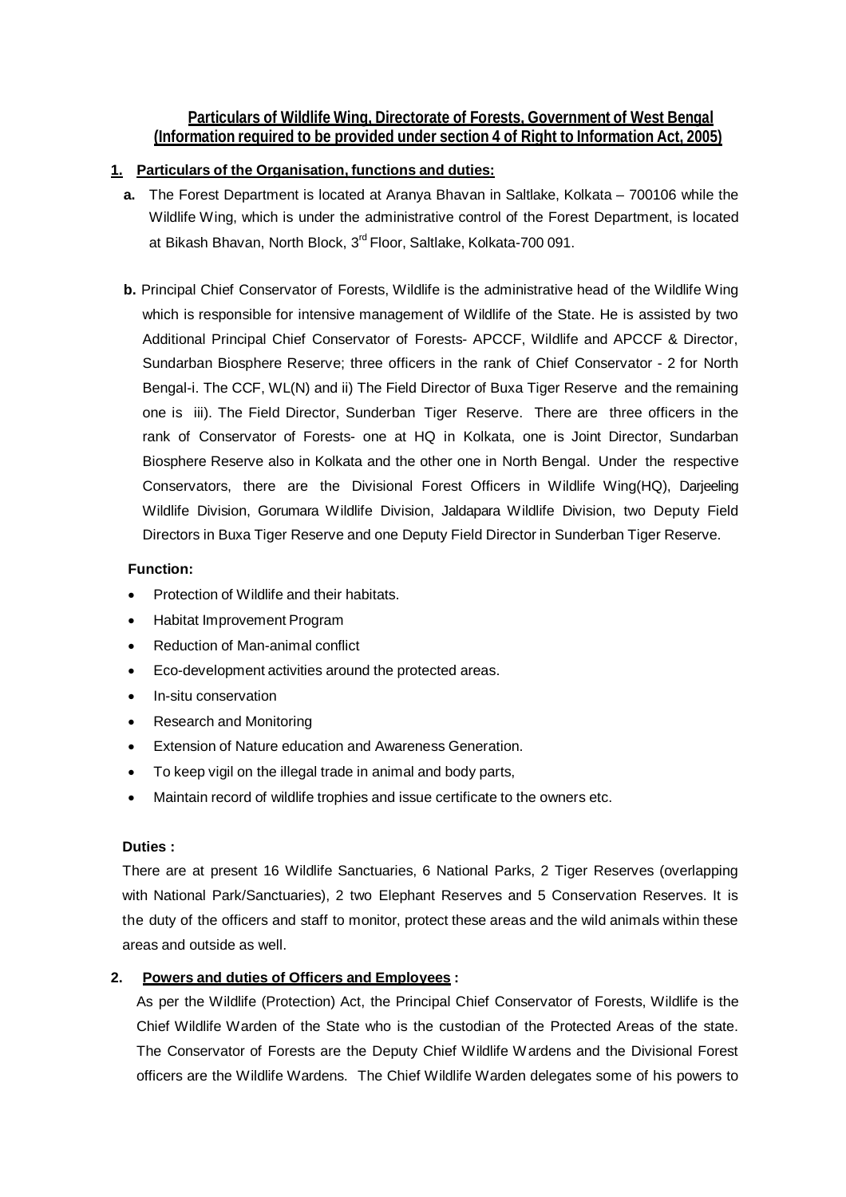# Particulars of Wildlife Wing, Directorate of Forests, Government of West Bengal
## (Information required to be provided under section 4 of Right to Information Act, 2005)

### 1. Particulars of the Organisation, functions and duties:

**a.** The Forest Department is located at Aranya Bhavan in Saltlake, Kolkata – 700106 while the Wildlife Wing, which is under the administrative control of the Forest Department, is located at Bikash Bhavan, North Block, 3rd Floor, Saltlake, Kolkata-700 091.

**b.** Principal Chief Conservator of Forests, Wildlife is the administrative head of the Wildlife Wing which is responsible for intensive management of Wildlife of the State. He is assisted by two Additional Principal Chief Conservator of Forests- APCCF, Wildlife and APCCF & Director, Sundarban Biosphere Reserve; three officers in the rank of Chief Conservator - 2 for North Bengal-i. The CCF, WL(N) and ii) The Field Director of Buxa Tiger Reserve and the remaining one is iii). The Field Director, Sunderban Tiger Reserve. There are three officers in the rank of Conservator of Forests- one at HQ in Kolkata, one is Joint Director, Sundarban Biosphere Reserve also in Kolkata and the other one in North Bengal. Under the respective Conservators, there are the Divisional Forest Officers in Wildlife Wing(HQ), Darjeeling Wildlife Division, Gorumara Wildlife Division, Jaldapara Wildlife Division, two Deputy Field Directors in Buxa Tiger Reserve and one Deputy Field Director in Sunderban Tiger Reserve.

**Function:**

- Protection of Wildlife and their habitats.
- Habitat Improvement Program
- Reduction of Man-animal conflict
- Eco-development activities around the protected areas.
- In-situ conservation
- Research and Monitoring
- Extension of Nature education and Awareness Generation.
- To keep vigil on the illegal trade in animal and body parts,
- Maintain record of wildlife trophies and issue certificate to the owners etc.

**Duties :**

There are at present 16 Wildlife Sanctuaries, 6 National Parks, 2 Tiger Reserves (overlapping with National Park/Sanctuaries), 2 two Elephant Reserves and 5 Conservation Reserves. It is the duty of the officers and staff to monitor, protect these areas and the wild animals within these areas and outside as well.

### 2. Powers and duties of Officers and Employees :

As per the Wildlife (Protection) Act, the Principal Chief Conservator of Forests, Wildlife is the Chief Wildlife Warden of the State who is the custodian of the Protected Areas of the state. The Conservator of Forests are the Deputy Chief Wildlife Wardens and the Divisional Forest officers are the Wildlife Wardens. The Chief Wildlife Warden delegates some of his powers to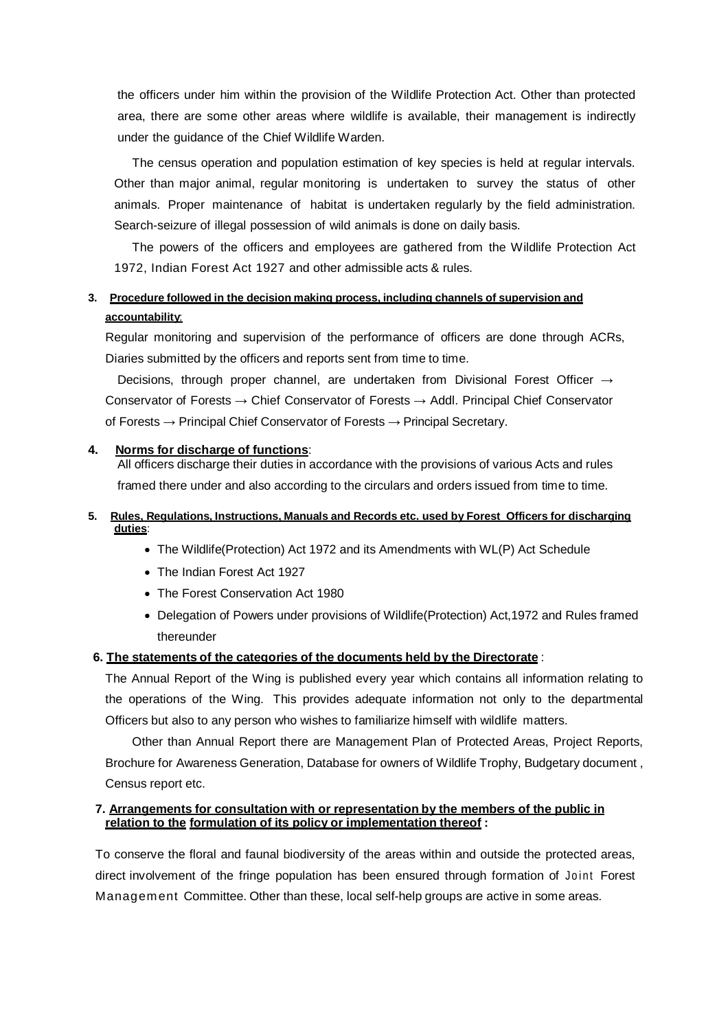the officers under him within the provision of the Wildlife Protection Act. Other than protected area, there are some other areas where wildlife is available, their management is indirectly under the guidance of the Chief Wildlife Warden.

The census operation and population estimation of key species is held at regular intervals. Other than major animal, regular monitoring is undertaken to survey the status of other animals. Proper maintenance of habitat is undertaken regularly by the field administration. Search-seizure of illegal possession of wild animals is done on daily basis.

The powers of the officers and employees are gathered from the Wildlife Protection Act 1972, Indian Forest Act 1927 and other admissible acts & rules.

**3. Procedure followed in the decision making process, including channels of supervision and accountability**:

Regular monitoring and supervision of the performance of officers are done through ACRs, Diaries submitted by the officers and reports sent from time to time.

Decisions, through proper channel, are undertaken from Divisional Forest Officer → Conservator of Forests → Chief Conservator of Forests → Addl. Principal Chief Conservator of Forests → Principal Chief Conservator of Forests → Principal Secretary.

**4. Norms for discharge of functions**:

All officers discharge their duties in accordance with the provisions of various Acts and rules framed there under and also according to the circulars and orders issued from time to time.

**5. Rules, Regulations, Instructions, Manuals and Records etc. used by Forest Officers for discharging duties**:

- The Wildlife(Protection) Act 1972 and its Amendments with WL(P) Act Schedule
- The Indian Forest Act 1927
- The Forest Conservation Act 1980
- Delegation of Powers under provisions of Wildlife(Protection) Act,1972 and Rules framed thereunder

**6. The statements of the categories of the documents held by the Directorate** :

The Annual Report of the Wing is published every year which contains all information relating to the operations of the Wing. This provides adequate information not only to the departmental Officers but also to any person who wishes to familiarize himself with wildlife matters.

Other than Annual Report there are Management Plan of Protected Areas, Project Reports, Brochure for Awareness Generation, Database for owners of Wildlife Trophy, Budgetary document , Census report etc.

**7. Arrangements for consultation with or representation by the members of the public in relation to the formulation of its policy or implementation thereof :**

To conserve the floral and faunal biodiversity of the areas within and outside the protected areas, direct involvement of the fringe population has been ensured through formation of Joint Forest Management Committee. Other than these, local self-help groups are active in some areas.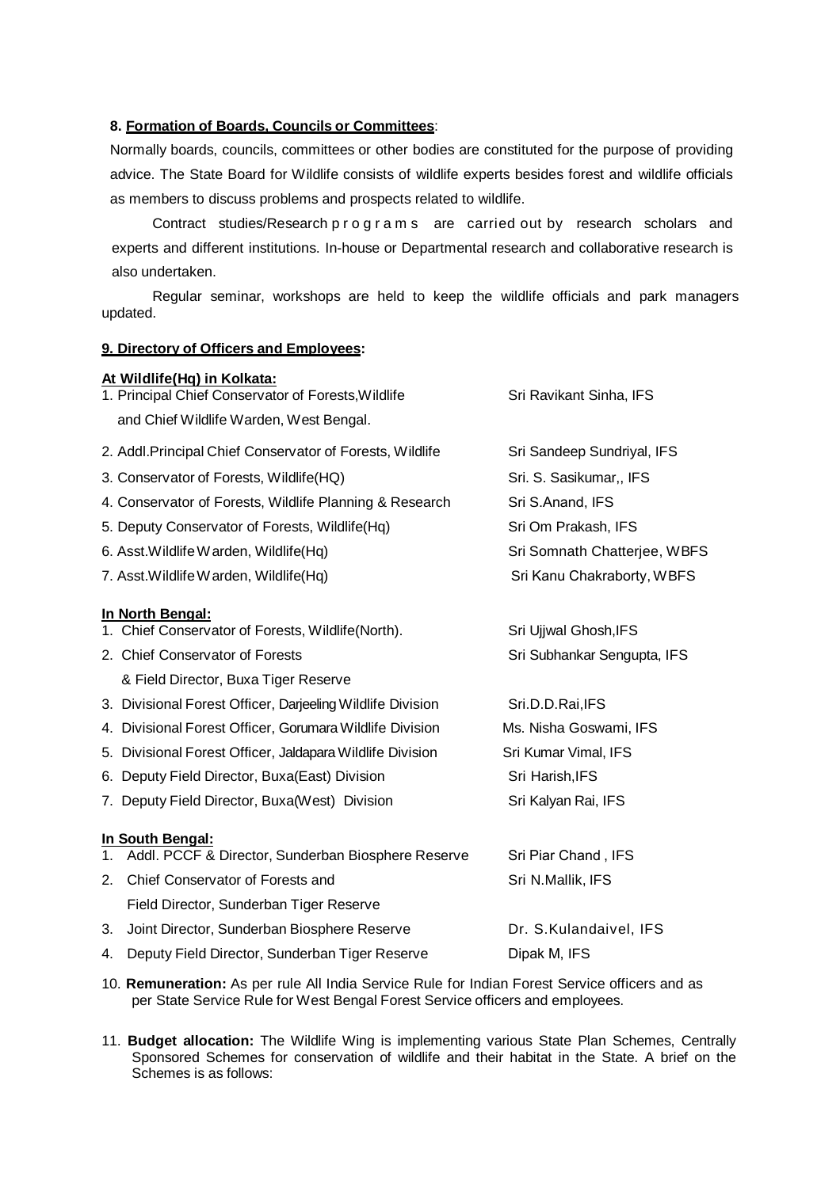**8. Formation of Boards, Councils or Committees**:

Normally boards, councils, committees or other bodies are constituted for the purpose of providing advice. The State Board for Wildlife consists of wildlife experts besides forest and wildlife officials as members to discuss problems and prospects related to wildlife.

Contract studies/Research programs are carried out by research scholars and experts and different institutions. In-house or Departmental research and collaborative research is also undertaken.

Regular seminar, workshops are held to keep the wildlife officials and park managers updated.

**9. Directory of Officers and Employees:**

**At Wildlife(Hq) in Kolkata:**

| Designation | Name |
|---|---|
| 1. Principal Chief Conservator of Forests,Wildlife and Chief Wildlife Warden, West Bengal. | Sri Ravikant Sinha, IFS |
| 2. Addl.Principal Chief Conservator of Forests, Wildlife | Sri Sandeep Sundriyal, IFS |
| 3. Conservator of Forests, Wildlife(HQ) | Sri. S. Sasikumar,, IFS |
| 4. Conservator of Forests, Wildlife Planning & Research | Sri S.Anand, IFS |
| 5. Deputy Conservator of Forests, Wildlife(Hq) | Sri Om Prakash, IFS |
| 6. Asst.Wildlife Warden, Wildlife(Hq) | Sri Somnath Chatterjee, WBFS |
| 7. Asst.Wildlife Warden, Wildlife(Hq) | Sri Kanu Chakraborty, WBFS |

**In North Bengal:**

| Designation | Name |
|---|---|
| 1. Chief Conservator of Forests, Wildlife(North). | Sri Ujjwal Ghosh,IFS |
| 2. Chief Conservator of Forests & Field Director, Buxa Tiger Reserve | Sri Subhankar Sengupta, IFS |
| 3. Divisional Forest Officer, Darjeeling Wildlife Division | Sri.D.D.Rai,IFS |
| 4. Divisional Forest Officer, Gorumara Wildlife Division | Ms. Nisha Goswami, IFS |
| 5. Divisional Forest Officer, Jaldapara Wildlife Division | Sri Kumar Vimal, IFS |
| 6. Deputy Field Director, Buxa(East) Division | Sri Harish,IFS |
| 7. Deputy Field Director, Buxa(West) Division | Sri Kalyan Rai, IFS |

**In South Bengal:**

| Designation | Name |
|---|---|
| 1. Addl. PCCF & Director, Sunderban Biosphere Reserve | Sri Piar Chand , IFS |
| 2. Chief Conservator of Forests and Field Director, Sunderban Tiger Reserve | Sri N.Mallik, IFS |
| 3. Joint Director, Sunderban Biosphere Reserve | Dr. S.Kulandaivel, IFS |
| 4. Deputy Field Director, Sunderban Tiger Reserve | Dipak M, IFS |

10. **Remuneration:** As per rule All India Service Rule for Indian Forest Service officers and as per State Service Rule for West Bengal Forest Service officers and employees.

11. **Budget allocation:** The Wildlife Wing is implementing various State Plan Schemes, Centrally Sponsored Schemes for conservation of wildlife and their habitat in the State. A brief on the Schemes is as follows: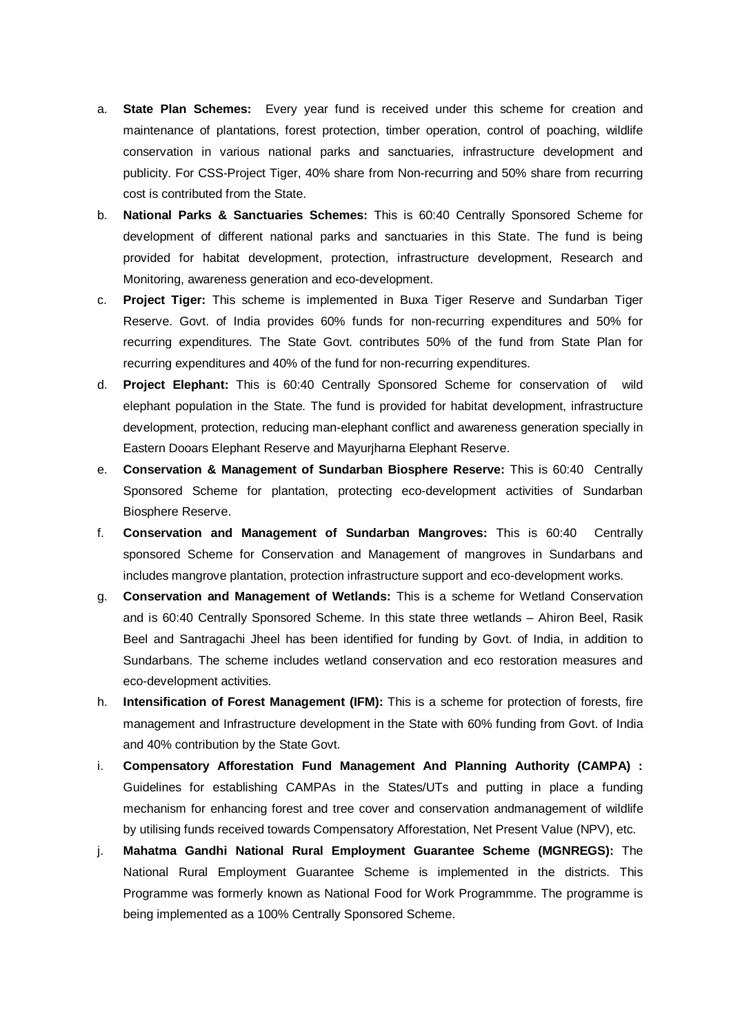a. **State Plan Schemes:** Every year fund is received under this scheme for creation and maintenance of plantations, forest protection, timber operation, control of poaching, wildlife conservation in various national parks and sanctuaries, infrastructure development and publicity. For CSS-Project Tiger, 40% share from Non-recurring and 50% share from recurring cost is contributed from the State.

b. **National Parks & Sanctuaries Schemes:** This is 60:40 Centrally Sponsored Scheme for development of different national parks and sanctuaries in this State. The fund is being provided for habitat development, protection, infrastructure development, Research and Monitoring, awareness generation and eco-development.

c. **Project Tiger:** This scheme is implemented in Buxa Tiger Reserve and Sundarban Tiger Reserve. Govt. of India provides 60% funds for non-recurring expenditures and 50% for recurring expenditures. The State Govt. contributes 50% of the fund from State Plan for recurring expenditures and 40% of the fund for non-recurring expenditures.

d. **Project Elephant:** This is 60:40 Centrally Sponsored Scheme for conservation of wild elephant population in the State. The fund is provided for habitat development, infrastructure development, protection, reducing man-elephant conflict and awareness generation specially in Eastern Dooars Elephant Reserve and Mayurjharna Elephant Reserve.

e. **Conservation & Management of Sundarban Biosphere Reserve:** This is 60:40 Centrally Sponsored Scheme for plantation, protecting eco-development activities of Sundarban Biosphere Reserve.

f. **Conservation and Management of Sundarban Mangroves:** This is 60:40 Centrally sponsored Scheme for Conservation and Management of mangroves in Sundarbans and includes mangrove plantation, protection infrastructure support and eco-development works.

g. **Conservation and Management of Wetlands:** This is a scheme for Wetland Conservation and is 60:40 Centrally Sponsored Scheme. In this state three wetlands – Ahiron Beel, Rasik Beel and Santragachi Jheel has been identified for funding by Govt. of India, in addition to Sundarbans. The scheme includes wetland conservation and eco restoration measures and eco-development activities.

h. **Intensification of Forest Management (IFM):** This is a scheme for protection of forests, fire management and Infrastructure development in the State with 60% funding from Govt. of India and 40% contribution by the State Govt.

i. **Compensatory Afforestation Fund Management And Planning Authority (CAMPA) :** Guidelines for establishing CAMPAs in the States/UTs and putting in place a funding mechanism for enhancing forest and tree cover and conservation andmanagement of wildlife by utilising funds received towards Compensatory Afforestation, Net Present Value (NPV), etc.

j. **Mahatma Gandhi National Rural Employment Guarantee Scheme (MGNREGS):** The National Rural Employment Guarantee Scheme is implemented in the districts. This Programme was formerly known as National Food for Work Programmme. The programme is being implemented as a 100% Centrally Sponsored Scheme.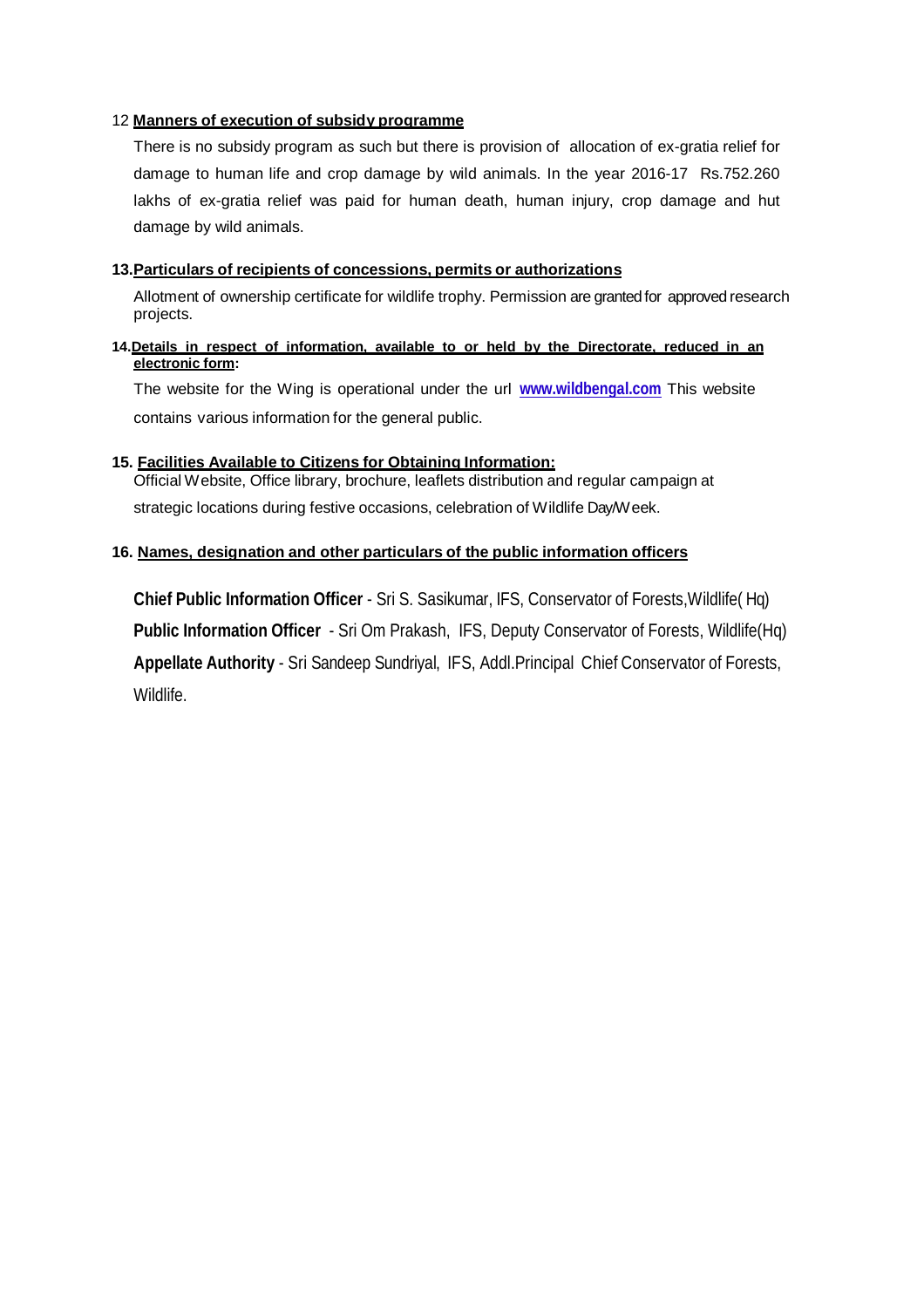12 **Manners of execution of subsidy programme**

There is no subsidy program as such but there is provision of allocation of ex-gratia relief for damage to human life and crop damage by wild animals. In the year 2016-17 Rs.752.260 lakhs of ex-gratia relief was paid for human death, human injury, crop damage and hut damage by wild animals.

**13. Particulars of recipients of concessions, permits or authorizations**

Allotment of ownership certificate for wildlife trophy. Permission are granted for approved research projects.

**14. Details in respect of information, available to or held by the Directorate, reduced in an electronic form:**

The website for the Wing is operational under the url **www.wildbengal.com** This website contains various information for the general public.

**15. Facilities Available to Citizens for Obtaining Information:**

Official Website, Office library, brochure, leaflets distribution and regular campaign at strategic locations during festive occasions, celebration of Wildlife Day/Week.

**16. Names, designation and other particulars of the public information officers**

**Chief Public Information Officer** - Sri S. Sasikumar, IFS, Conservator of Forests,Wildlife( Hq)

**Public Information Officer** - Sri Om Prakash, IFS, Deputy Conservator of Forests, Wildlife(Hq)

**Appellate Authority** - Sri Sandeep Sundriyal, IFS, Addl.Principal Chief Conservator of Forests, Wildlife.